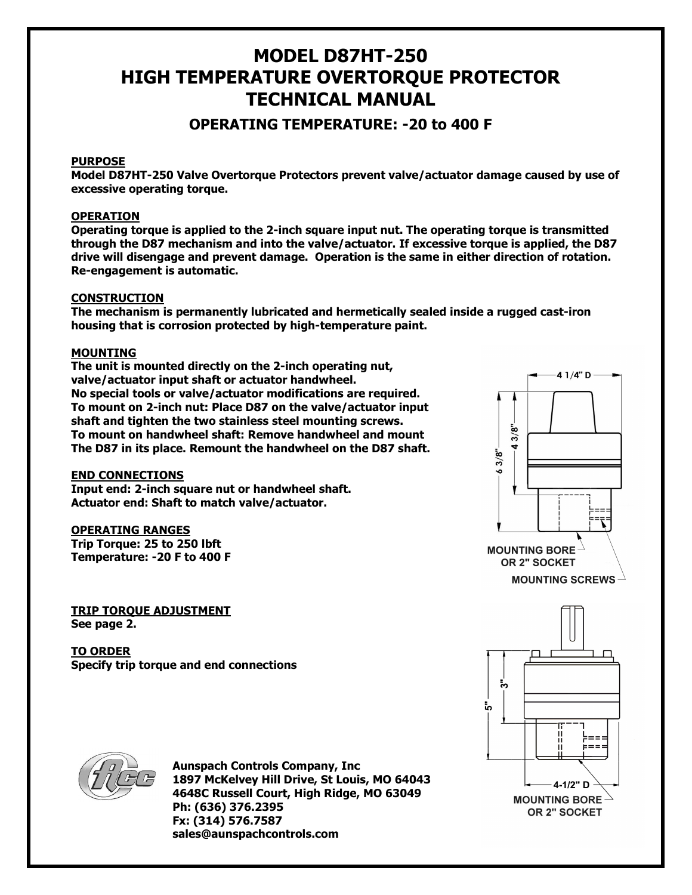# MODEL D87HT-250
# HIGH TEMPERATURE OVERTORQUE PROTECTOR
# TECHNICAL MANUAL

## OPERATING TEMPERATURE: -20 to 400 F

**PURPOSE**

**Model D87HT-250 Valve Overtorque Protectors prevent valve/actuator damage caused by use of excessive operating torque.**

**OPERATION**

**Operating torque is applied to the 2-inch square input nut. The operating torque is transmitted through the D87 mechanism and into the valve/actuator. If excessive torque is applied, the D87 drive will disengage and prevent damage. Operation is the same in either direction of rotation. Re-engagement is automatic.**

**CONSTRUCTION**

**The mechanism is permanently lubricated and hermetically sealed inside a rugged cast-iron housing that is corrosion protected by high-temperature paint.**

**MOUNTING**

**The unit is mounted directly on the 2-inch operating nut, valve/actuator input shaft or actuator handwheel.**
**No special tools or valve/actuator modifications are required.**
**To mount on 2-inch nut: Place D87 on the valve/actuator input shaft and tighten the two stainless steel mounting screws.**
**To mount on handwheel shaft: Remove handwheel and mount The D87 in its place. Remount the handwheel on the D87 shaft.**

**END CONNECTIONS**

**Input end: 2-inch square nut or handwheel shaft.**
**Actuator end: Shaft to match valve/actuator.**

**OPERATING RANGES**

**Trip Torque: 25 to 250 lbft**
**Temperature: -20 F to 400 F**

4 1/4" D
4 3/8"
6 3/8"
MOUNTING BORE OR 2" SOCKET
MOUNTING SCREWS

**TRIP TORQUE ADJUSTMENT**

**See page 2.**

**TO ORDER**

**Specify trip torque and end connections**

3"
5"
4-1/2" D
MOUNTING BORE OR 2" SOCKET

**Aunspach Controls Company, Inc**
**1897 McKelvey Hill Drive, St Louis, MO 64043**
**4648C Russell Court, High Ridge, MO 63049**
**Ph: (636) 376.2395**
**Fx: (314) 576.7587**
**sales@aunspachcontrols.com**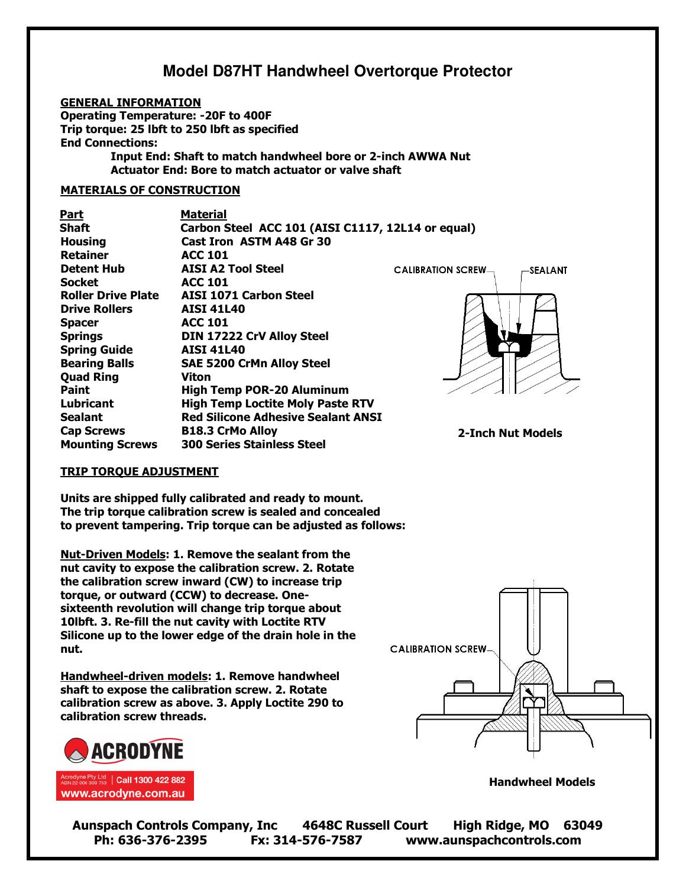# Model D87HT Handwheel Overtorque Protector

**GENERAL INFORMATION**

**Operating Temperature: -20F to 400F**
**Trip torque: 25 lbft to 250 lbft as specified**
**End Connections:**

**Input End: Shaft to match handwheel bore or 2-inch AWWA Nut**
**Actuator End: Bore to match actuator or valve shaft**

**MATERIALS OF CONSTRUCTION**

| Part | Material |
|---|---|
| Shaft | Carbon Steel ACC 101 (AISI C1117, 12L14 or equal) |
| Housing | Cast Iron ASTM A48 Gr 30 |
| Retainer | ACC 101 |
| Detent Hub | AISI A2 Tool Steel |
| Socket | ACC 101 |
| Roller Drive Plate | AISI 1071 Carbon Steel |
| Drive Rollers | AISI 41L40 |
| Spacer | ACC 101 |
| Springs | DIN 17222 CrV Alloy Steel |
| Spring Guide | AISI 41L40 |
| Bearing Balls | SAE 5200 CrMn Alloy Steel |
| Quad Ring | Viton |
| Paint | High Temp POR-20 Aluminum |
| Lubricant | High Temp Loctite Moly Paste RTV |
| Sealant | Red Silicone Adhesive Sealant ANSI |
| Cap Screws | B18.3 CrMo Alloy |
| Mounting Screws | 300 Series Stainless Steel |

CALIBRATION SCREW

SEALANT

**2-Inch Nut Models**

**TRIP TORQUE ADJUSTMENT**

**Units are shipped fully calibrated and ready to mount. The trip torque calibration screw is sealed and concealed to prevent tampering. Trip torque can be adjusted as follows:**

**Nut-Driven Models: 1. Remove the sealant from the nut cavity to expose the calibration screw. 2. Rotate the calibration screw inward (CW) to increase trip torque, or outward (CCW) to decrease. One-sixteenth revolution will change trip torque about 10lbft. 3. Re-fill the nut cavity with Loctite RTV Silicone up to the lower edge of the drain hole in the nut.**

**Handwheel-driven models: 1. Remove handwheel shaft to expose the calibration screw. 2. Rotate calibration screw as above. 3. Apply Loctite 290 to calibration screw threads.**

CALIBRATION SCREW

**Handwheel Models**

ACRODYNE

Acrodyne Pty Ltd ABN 22 006 300 753 | Call 1300 422 882
www.acrodyne.com.au

**Aunspach Controls Company, Inc 4648C Russell Court High Ridge, MO 63049**
**Ph: 636-376-2395 Fx: 314-576-7587 www.aunspachcontrols.com**